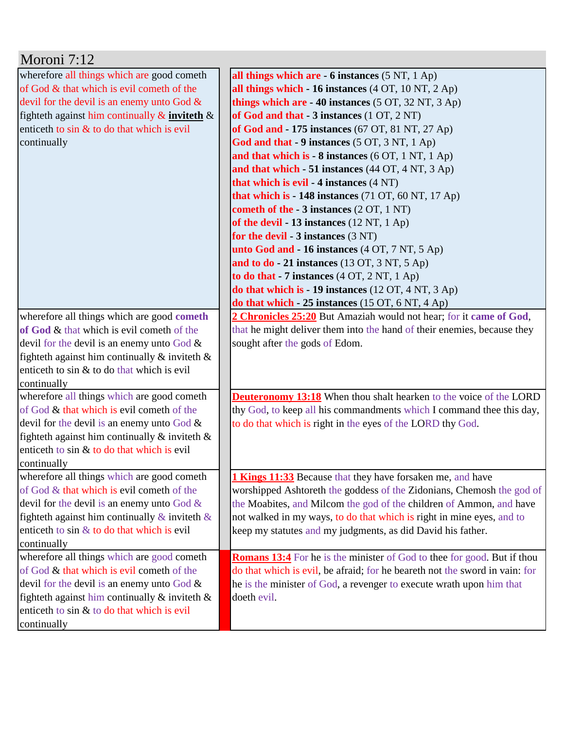## Moroni 7:12

| | |
|---|---|
| wherefore all things which are good cometh of God & that which is evil cometh of the devil for the devil is an enemy unto God & fighteth against him continually & **inviteth** & enticeth to sin & to do that which is evil continually | **all things which are - 6 instances** (5 NT, 1 Ap)<br>**all things which - 16 instances** (4 OT, 10 NT, 2 Ap)<br>**things which are - 40 instances** (5 OT, 32 NT, 3 Ap)<br>**of God and that - 3 instances** (1 OT, 2 NT)<br>**of God and - 175 instances** (67 OT, 81 NT, 27 Ap)<br>**God and that - 9 instances** (5 OT, 3 NT, 1 Ap)<br>**and that which is - 8 instances** (6 OT, 1 NT, 1 Ap)<br>**and that which - 51 instances** (44 OT, 4 NT, 3 Ap)<br>**that which is evil - 4 instances** (4 NT)<br>**that which is - 148 instances** (71 OT, 60 NT, 17 Ap)<br>**cometh of the - 3 instances** (2 OT, 1 NT)<br>**of the devil - 13 instances** (12 NT, 1 Ap)<br>**for the devil - 3 instances** (3 NT)<br>**unto God and - 16 instances** (4 OT, 7 NT, 5 Ap)<br>**and to do - 21 instances** (13 OT, 3 NT, 5 Ap)<br>**to do that - 7 instances** (4 OT, 2 NT, 1 Ap)<br>**do that which is - 19 instances** (12 OT, 4 NT, 3 Ap)<br>**do that which - 25 instances** (15 OT, 6 NT, 4 Ap) |
| wherefore all things which are good **cometh of God** & that which is evil cometh of the devil for the devil is an enemy unto God & fighteth against him continually & inviteth & enticeth to sin & to do that which is evil continually | **2 Chronicles 25:20** But Amaziah would not hear; for it **came of God**, that he might deliver them into the hand of their enemies, because they sought after the gods of Edom. |
| wherefore all things which are good cometh of God & that which is evil cometh of the devil for the devil is an enemy unto God & fighteth against him continually & inviteth & enticeth to sin & to do that which is evil continually | **Deuteronomy 13:18** When thou shalt hearken to the voice of the LORD thy God, to keep all his commandments which I command thee this day, to do that which is right in the eyes of the LORD thy God. |
| wherefore all things which are good cometh of God & that which is evil cometh of the devil for the devil is an enemy unto God & fighteth against him continually & inviteth & enticeth to sin & to do that which is evil continually | **1 Kings 11:33** Because that they have forsaken me, and have worshipped Ashtoreth the goddess of the Zidonians, Chemosh the god of the Moabites, and Milcom the god of the children of Ammon, and have not walked in my ways, to do that which is right in mine eyes, and to keep my statutes and my judgments, as did David his father. |
| wherefore all things which are good cometh of God & that which is evil cometh of the devil for the devil is an enemy unto God & fighteth against him continually & inviteth & enticeth to sin & to do that which is evil continually | **Romans 13:4** For he is the minister of God to thee for good. But if thou do that which is evil, be afraid; for he beareth not the sword in vain: for he is the minister of God, a revenger to execute wrath upon him that doeth evil. |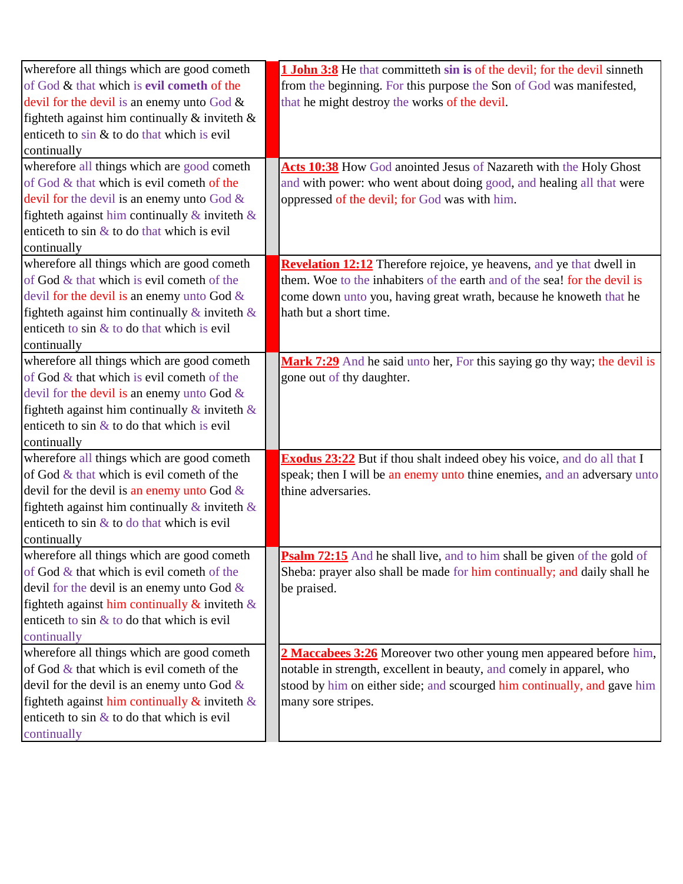| | | |
|---|---|---|
| wherefore all things which are good cometh of God & that which is **evil cometh** of the devil for the devil is an enemy unto God & fighteth against him continually & inviteth & enticeth to sin & to do that which is evil continually | | **1 John 3:8** He that committeth **sin is** of the devil; for the devil sinneth from the beginning. For this purpose the Son of God was manifested, that he might destroy the works of the devil. |
| wherefore all things which are good cometh of God & that which is evil cometh of the devil for the devil is an enemy unto God & fighteth against him continually & inviteth & enticeth to sin & to do that which is evil continually | | **Acts 10:38** How God anointed Jesus of Nazareth with the Holy Ghost and with power: who went about doing good, and healing all that were oppressed of the devil; for God was with him. |
| wherefore all things which are good cometh of God & that which is evil cometh of the devil for the devil is an enemy unto God & fighteth against him continually & inviteth & enticeth to sin & to do that which is evil continually | | **Revelation 12:12** Therefore rejoice, ye heavens, and ye that dwell in them. Woe to the inhabiters of the earth and of the sea! for the devil is come down unto you, having great wrath, because he knoweth that he hath but a short time. |
| wherefore all things which are good cometh of God & that which is evil cometh of the devil for the devil is an enemy unto God & fighteth against him continually & inviteth & enticeth to sin & to do that which is evil continually | | **Mark 7:29** And he said unto her, For this saying go thy way; the devil is gone out of thy daughter. |
| wherefore all things which are good cometh of God & that which is evil cometh of the devil for the devil is an enemy unto God & fighteth against him continually & inviteth & enticeth to sin & to do that which is evil continually | | **Exodus 23:22** But if thou shalt indeed obey his voice, and do all that I speak; then I will be an enemy unto thine enemies, and an adversary unto thine adversaries. |
| wherefore all things which are good cometh of God & that which is evil cometh of the devil for the devil is an enemy unto God & fighteth against him continually & inviteth & enticeth to sin & to do that which is evil continually | | **Psalm 72:15** And he shall live, and to him shall be given of the gold of Sheba: prayer also shall be made for him continually; and daily shall he be praised. |
| wherefore all things which are good cometh of God & that which is evil cometh of the devil for the devil is an enemy unto God & fighteth against him continually & inviteth & enticeth to sin & to do that which is evil continually | | **2 Maccabees 3:26** Moreover two other young men appeared before him, notable in strength, excellent in beauty, and comely in apparel, who stood by him on either side; and scourged him continually, and gave him many sore stripes. |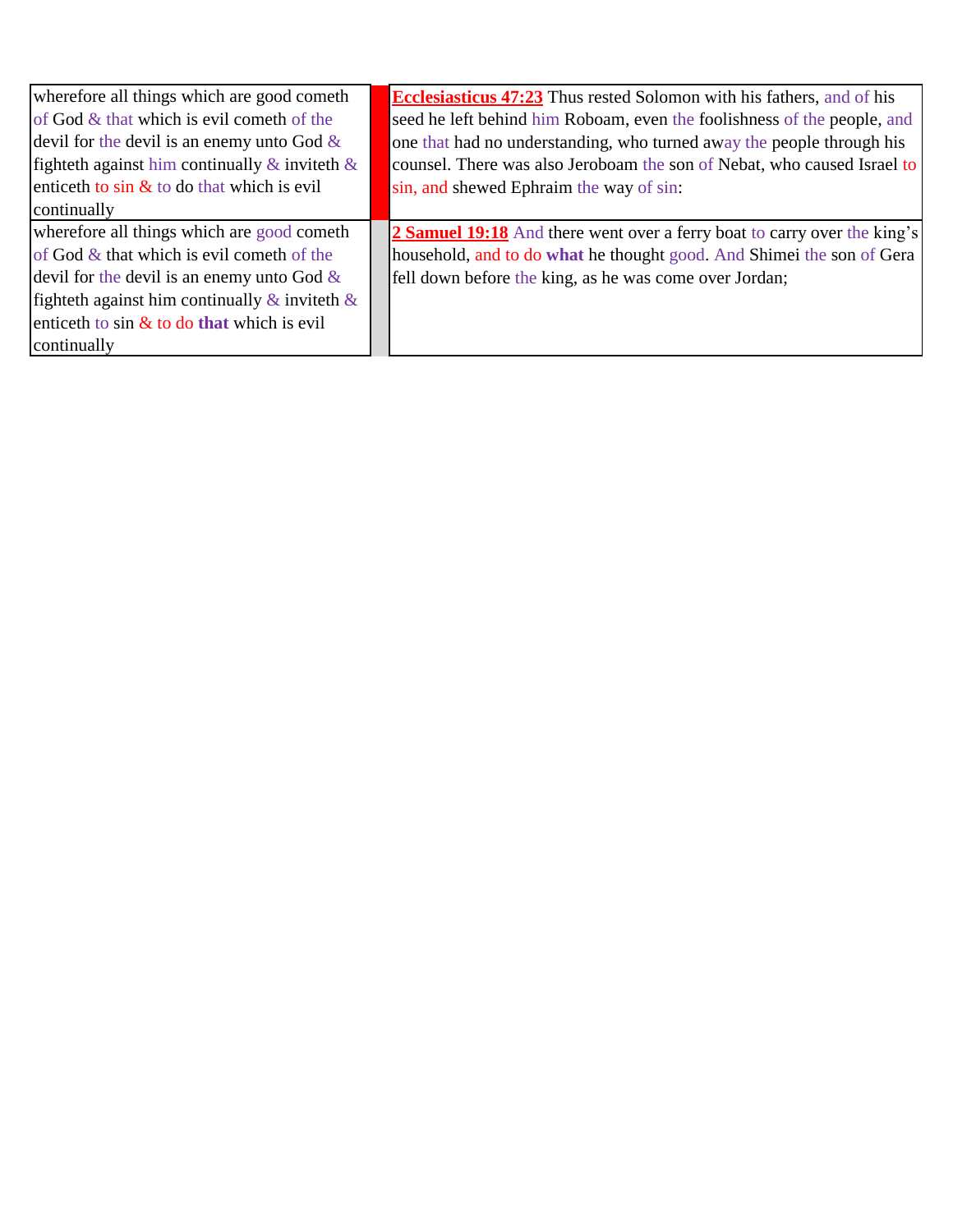| | | |
|---|---|---|
| wherefore all things which are good cometh of God & that which is evil cometh of the devil for the devil is an enemy unto God & fighteth against him continually & inviteth & enticeth to sin & to do that which is evil continually | | **Ecclesiasticus 47:23** Thus rested Solomon with his fathers, and of his seed he left behind him Roboam, even the foolishness of the people, and one that had no understanding, who turned away the people through his counsel. There was also Jeroboam the son of Nebat, who caused Israel to sin, and shewed Ephraim the way of sin: |
| wherefore all things which are good cometh of God & that which is evil cometh of the devil for the devil is an enemy unto God & fighteth against him continually & inviteth & enticeth to sin & to do **that** which is evil continually | | **2 Samuel 19:18** And there went over a ferry boat to carry over the king's household, and to do **what** he thought good. And Shimei the son of Gera fell down before the king, as he was come over Jordan; |